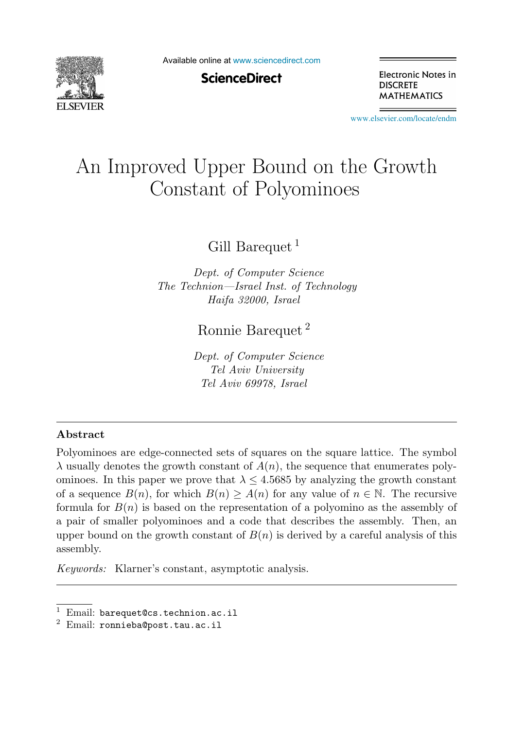# An Improved Upper Bound on the Growth Constant of Polyominoes

Gill Barequet [1]

*Dept. of Computer Science*
*The Technion—Israel Inst. of Technology*
*Haifa 32000, Israel*

Ronnie Barequet [2]

*Dept. of Computer Science*
*Tel Aviv University*
*Tel Aviv 69978, Israel*

---

### Abstract

Polyominoes are edge-connected sets of squares on the square lattice. The symbol $\lambda$ usually denotes the growth constant of $A(n)$, the sequence that enumerates polyominoes. In this paper we prove that $\lambda \leq 4.5685$ by analyzing the growth constant of a sequence $B(n)$, for which $B(n) \geq A(n)$ for any value of $n \in \mathbb{N}$. The recursive formula for $B(n)$ is based on the representation of a polyomino as the assembly of a pair of smaller polyominoes and a code that describes the assembly. Then, an upper bound on the growth constant of $B(n)$ is derived by a careful analysis of this assembly.

*Keywords:* Klarner's constant, asymptotic analysis.

---

[1] Email: `barequet@cs.technion.ac.il`
[2] Email: `ronnieba@post.tau.ac.il`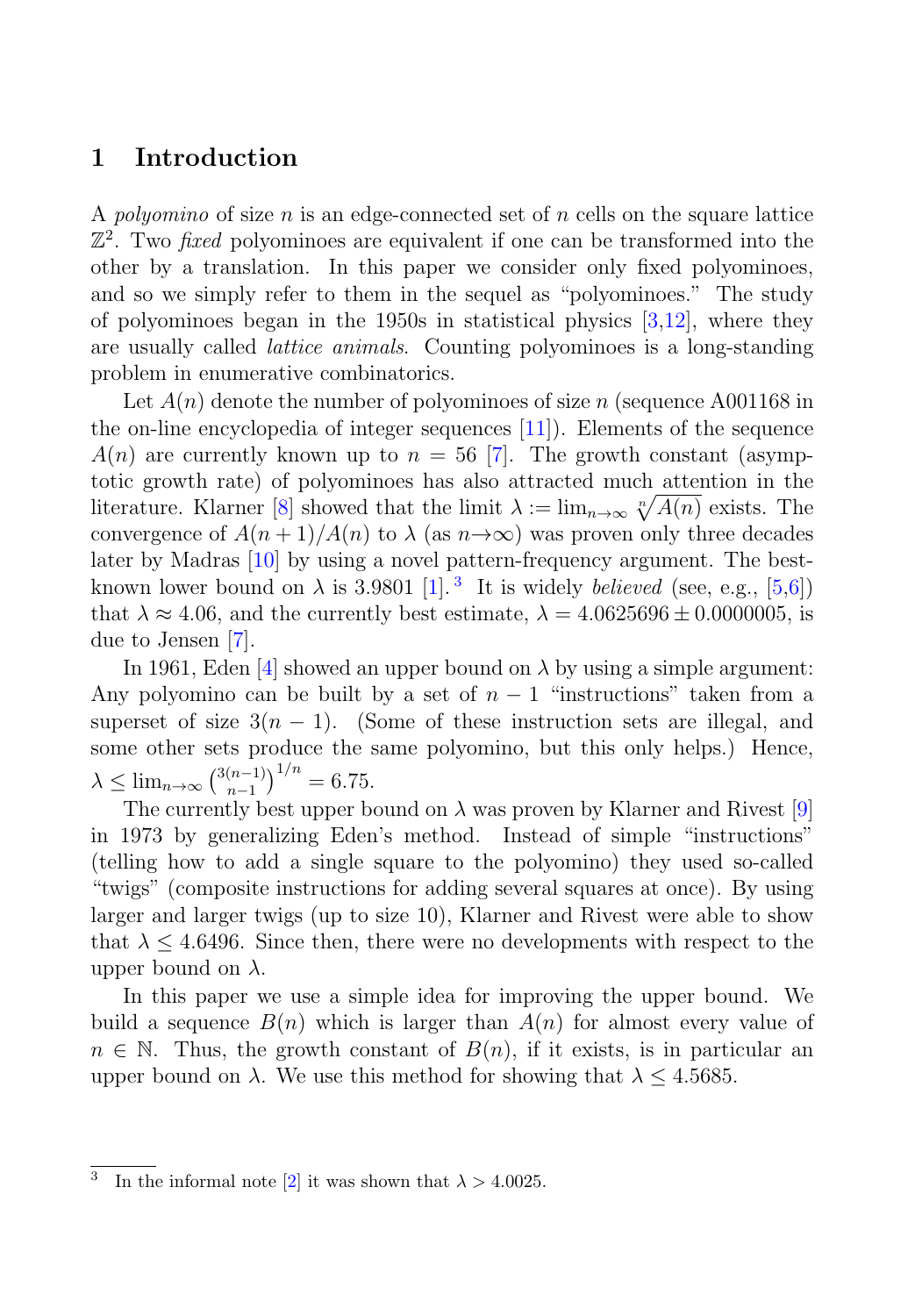## 1 Introduction

A *polyomino* of size $n$ is an edge-connected set of $n$ cells on the square lattice $\mathbb{Z}^2$. Two *fixed* polyominoes are equivalent if one can be transformed into the other by a translation. In this paper we consider only fixed polyominoes, and so we simply refer to them in the sequel as "polyominoes." The study of polyominoes began in the 1950s in statistical physics [3,12], where they are usually called *lattice animals*. Counting polyominoes is a long-standing problem in enumerative combinatorics.

Let $A(n)$ denote the number of polyominoes of size $n$ (sequence A001168 in the on-line encyclopedia of integer sequences [11]). Elements of the sequence $A(n)$ are currently known up to $n = 56$ [7]. The growth constant (asymptotic growth rate) of polyominoes has also attracted much attention in the literature. Klarner [8] showed that the limit $\lambda := \lim_{n\to\infty} \sqrt[n]{A(n)}$ exists. The convergence of $A(n+1)/A(n)$ to $\lambda$ (as $n\to\infty$) was proven only three decades later by Madras [10] by using a novel pattern-frequency argument. The best-known lower bound on $\lambda$ is 3.9801 [1].[3] It is widely *believed* (see, e.g., [5,6]) that $\lambda \approx 4.06$, and the currently best estimate, $\lambda = 4.0625696 \pm 0.0000005$, is due to Jensen [7].

In 1961, Eden [4] showed an upper bound on $\lambda$ by using a simple argument: Any polyomino can be built by a set of $n-1$ "instructions" taken from a superset of size $3(n-1)$. (Some of these instruction sets are illegal, and some other sets produce the same polyomino, but this only helps.) Hence, $\lambda \leq \lim_{n\to\infty} \binom{3(n-1)}{n-1}^{1/n} = 6.75$.

The currently best upper bound on $\lambda$ was proven by Klarner and Rivest [9] in 1973 by generalizing Eden's method. Instead of simple "instructions" (telling how to add a single square to the polyomino) they used so-called "twigs" (composite instructions for adding several squares at once). By using larger and larger twigs (up to size 10), Klarner and Rivest were able to show that $\lambda \leq 4.6496$. Since then, there were no developments with respect to the upper bound on $\lambda$.

In this paper we use a simple idea for improving the upper bound. We build a sequence $B(n)$ which is larger than $A(n)$ for almost every value of $n \in \mathbb{N}$. Thus, the growth constant of $B(n)$, if it exists, is in particular an upper bound on $\lambda$. We use this method for showing that $\lambda \leq 4.5685$.

[3] In the informal note [2] it was shown that $\lambda > 4.0025$.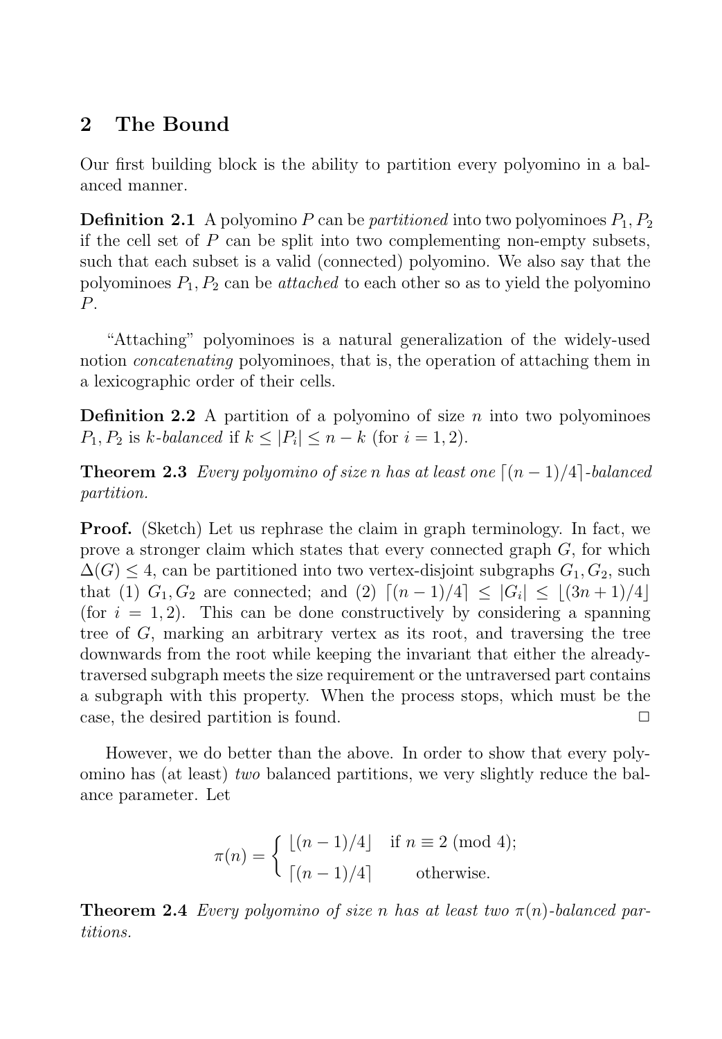## 2 The Bound

Our first building block is the ability to partition every polyomino in a balanced manner.

**Definition 2.1** A polyomino $P$ can be *partitioned* into two polyominoes $P_1, P_2$ if the cell set of $P$ can be split into two complementing non-empty subsets, such that each subset is a valid (connected) polyomino. We also say that the polyominoes $P_1, P_2$ can be *attached* to each other so as to yield the polyomino $P$.

"Attaching" polyominoes is a natural generalization of the widely-used notion *concatenating* polyominoes, that is, the operation of attaching them in a lexicographic order of their cells.

**Definition 2.2** A partition of a polyomino of size $n$ into two polyominoes $P_1, P_2$ is $k$*-balanced* if $k \leq |P_i| \leq n - k$ (for $i = 1, 2$).

**Theorem 2.3** *Every polyomino of size n has at least one* $\lceil (n-1)/4 \rceil$*-balanced partition.*

**Proof.** (Sketch) Let us rephrase the claim in graph terminology. In fact, we prove a stronger claim which states that every connected graph $G$, for which $\Delta(G) \leq 4$, can be partitioned into two vertex-disjoint subgraphs $G_1, G_2$, such that (1) $G_1, G_2$ are connected; and (2) $\lceil (n-1)/4 \rceil \leq |G_i| \leq \lfloor (3n+1)/4 \rfloor$ (for $i = 1, 2$). This can be done constructively by considering a spanning tree of $G$, marking an arbitrary vertex as its root, and traversing the tree downwards from the root while keeping the invariant that either the already-traversed subgraph meets the size requirement or the untraversed part contains a subgraph with this property. When the process stops, which must be the case, the desired partition is found. $\square$

However, we do better than the above. In order to show that every polyomino has (at least) *two* balanced partitions, we very slightly reduce the balance parameter. Let

$$\pi(n) = \begin{cases} \lfloor (n-1)/4 \rfloor & \text{if } n \equiv 2 \pmod 4; \\ \lceil (n-1)/4 \rceil & \text{otherwise.} \end{cases}$$

**Theorem 2.4** *Every polyomino of size n has at least two* $\pi(n)$*-balanced partitions.*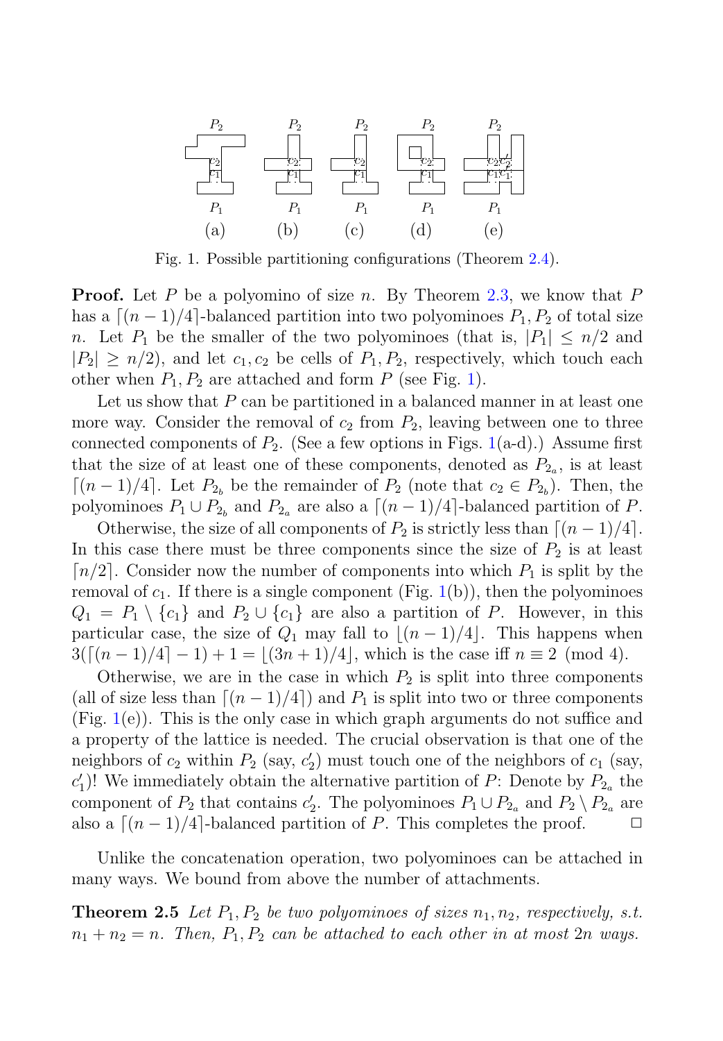Fig. 1. Possible partitioning configurations (Theorem 2.4).

**Proof.** Let $P$ be a polyomino of size $n$. By Theorem 2.3, we know that $P$ has a $\lceil (n-1)/4 \rceil$-balanced partition into two polyominoes $P_1, P_2$ of total size $n$. Let $P_1$ be the smaller of the two polyominoes (that is, $|P_1| \le n/2$ and $|P_2| \ge n/2$), and let $c_1, c_2$ be cells of $P_1, P_2$, respectively, which touch each other when $P_1, P_2$ are attached and form $P$ (see Fig. 1).

Let us show that $P$ can be partitioned in a balanced manner in at least one more way. Consider the removal of $c_2$ from $P_2$, leaving between one to three connected components of $P_2$. (See a few options in Figs. 1(a-d).) Assume first that the size of at least one of these components, denoted as $P_{2_a}$, is at least $\lceil (n-1)/4 \rceil$. Let $P_{2_b}$ be the remainder of $P_2$ (note that $c_2 \in P_{2_b}$). Then, the polyominoes $P_1 \cup P_{2_b}$ and $P_{2_a}$ are also a $\lceil (n-1)/4 \rceil$-balanced partition of $P$.

Otherwise, the size of all components of $P_2$ is strictly less than $\lceil (n-1)/4 \rceil$. In this case there must be three components since the size of $P_2$ is at least $\lceil n/2 \rceil$. Consider now the number of components into which $P_1$ is split by the removal of $c_1$. If there is a single component (Fig. 1(b)), then the polyominoes $Q_1 = P_1 \setminus \{c_1\}$ and $P_2 \cup \{c_1\}$ are also a partition of $P$. However, in this particular case, the size of $Q_1$ may fall to $\lfloor (n-1)/4 \rfloor$. This happens when $3(\lceil (n-1)/4 \rceil - 1) + 1 = \lfloor (3n+1)/4 \rfloor$, which is the case iff $n \equiv 2 \pmod 4$.

Otherwise, we are in the case in which $P_2$ is split into three components (all of size less than $\lceil (n-1)/4 \rceil$) and $P_1$ is split into two or three components (Fig. 1(e)). This is the only case in which graph arguments do not suffice and a property of the lattice is needed. The crucial observation is that one of the neighbors of $c_2$ within $P_2$ (say, $c_2'$) must touch one of the neighbors of $c_1$ (say, $c_1'$)! We immediately obtain the alternative partition of $P$: Denote by $P_{2_a}$ the component of $P_2$ that contains $c_2'$. The polyominoes $P_1 \cup P_{2_a}$ and $P_2 \setminus P_{2_a}$ are also a $\lceil (n-1)/4 \rceil$-balanced partition of $P$. This completes the proof. $\square$

Unlike the concatenation operation, two polyominoes can be attached in many ways. We bound from above the number of attachments.

**Theorem 2.5** *Let $P_1, P_2$ be two polyominoes of sizes $n_1, n_2$, respectively, s.t. $n_1 + n_2 = n$. Then, $P_1, P_2$ can be attached to each other in at most $2n$ ways.*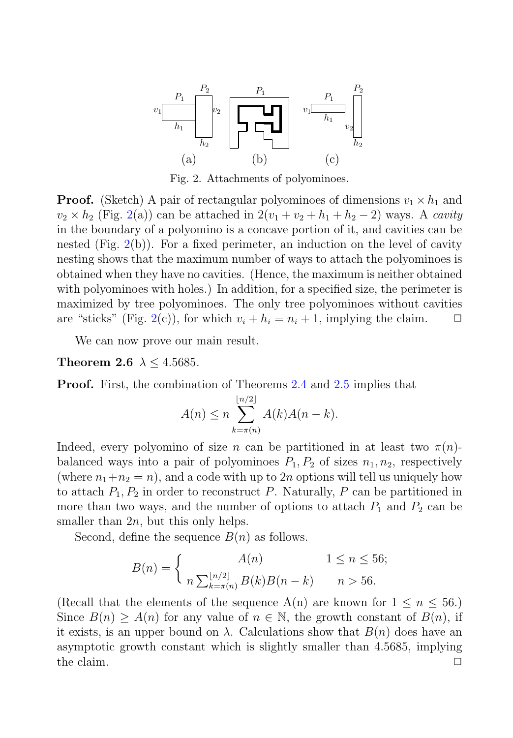Fig. 2. Attachments of polyominoes.

**Proof.** (Sketch) A pair of rectangular polyominoes of dimensions $v_1 \times h_1$ and $v_2 \times h_2$ (Fig. 2(a)) can be attached in $2(v_1 + v_2 + h_1 + h_2 - 2)$ ways. A *cavity* in the boundary of a polyomino is a concave portion of it, and cavities can be nested (Fig. 2(b)). For a fixed perimeter, an induction on the level of cavity nesting shows that the maximum number of ways to attach the polyominoes is obtained when they have no cavities. (Hence, the maximum is neither obtained with polyominoes with holes.) In addition, for a specified size, the perimeter is maximized by tree polyominoes. The only tree polyominoes without cavities are "sticks" (Fig. 2(c)), for which $v_i + h_i = n_i + 1$, implying the claim. □

We can now prove our main result.

**Theorem 2.6** $\lambda \leq 4.5685$.

**Proof.** First, the combination of Theorems 2.4 and 2.5 implies that

$$A(n) \leq n \sum_{k=\pi(n)}^{\lfloor n/2 \rfloor} A(k)A(n-k).$$

Indeed, every polyomino of size $n$ can be partitioned in at least two $\pi(n)$-balanced ways into a pair of polyominoes $P_1, P_2$ of sizes $n_1, n_2$, respectively (where $n_1 + n_2 = n$), and a code with up to $2n$ options will tell us uniquely how to attach $P_1, P_2$ in order to reconstruct $P$. Naturally, $P$ can be partitioned in more than two ways, and the number of options to attach $P_1$ and $P_2$ can be smaller than $2n$, but this only helps.

Second, define the sequence $B(n)$ as follows.

$$B(n) = \begin{cases} A(n) & 1 \leq n \leq 56; \\ n \sum_{k=\pi(n)}^{\lfloor n/2 \rfloor} B(k)B(n-k) & n > 56. \end{cases}$$

(Recall that the elements of the sequence A(n) are known for $1 \leq n \leq 56$.) Since $B(n) \geq A(n)$ for any value of $n \in \mathbb{N}$, the growth constant of $B(n)$, if it exists, is an upper bound on $\lambda$. Calculations show that $B(n)$ does have an asymptotic growth constant which is slightly smaller than 4.5685, implying the claim. □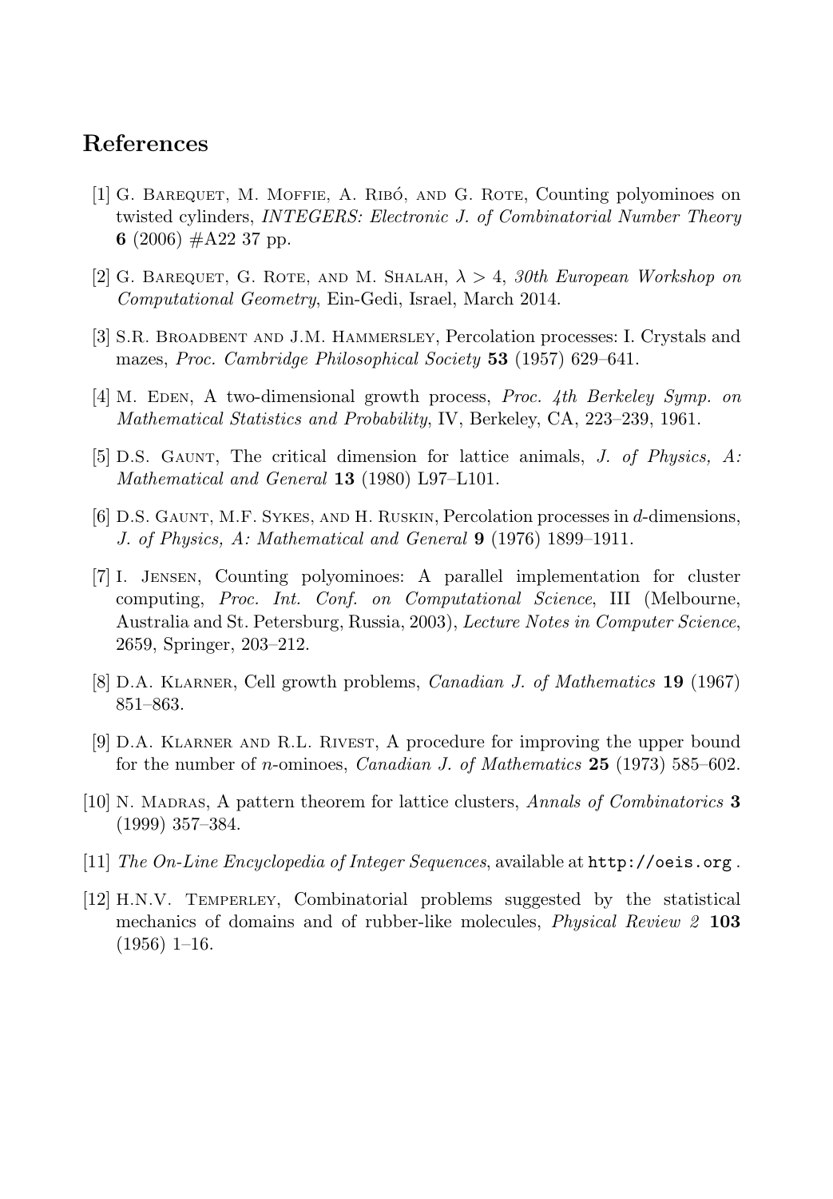## References

[1] G. Barequet, M. Moffie, A. Ribó, and G. Rote, Counting polyominoes on twisted cylinders, *INTEGERS: Electronic J. of Combinatorial Number Theory* **6** (2006) #A22 37 pp.

[2] G. Barequet, G. Rote, and M. Shalah, $\lambda > 4$, *30th European Workshop on Computational Geometry*, Ein-Gedi, Israel, March 2014.

[3] S.R. Broadbent and J.M. Hammersley, Percolation processes: I. Crystals and mazes, *Proc. Cambridge Philosophical Society* **53** (1957) 629–641.

[4] M. Eden, A two-dimensional growth process, *Proc. 4th Berkeley Symp. on Mathematical Statistics and Probability*, IV, Berkeley, CA, 223–239, 1961.

[5] D.S. Gaunt, The critical dimension for lattice animals, *J. of Physics, A: Mathematical and General* **13** (1980) L97–L101.

[6] D.S. Gaunt, M.F. Sykes, and H. Ruskin, Percolation processes in $d$-dimensions, *J. of Physics, A: Mathematical and General* **9** (1976) 1899–1911.

[7] I. Jensen, Counting polyominoes: A parallel implementation for cluster computing, *Proc. Int. Conf. on Computational Science*, III (Melbourne, Australia and St. Petersburg, Russia, 2003), *Lecture Notes in Computer Science*, 2659, Springer, 203–212.

[8] D.A. Klarner, Cell growth problems, *Canadian J. of Mathematics* **19** (1967) 851–863.

[9] D.A. Klarner and R.L. Rivest, A procedure for improving the upper bound for the number of $n$-ominoes, *Canadian J. of Mathematics* **25** (1973) 585–602.

[10] N. Madras, A pattern theorem for lattice clusters, *Annals of Combinatorics* **3** (1999) 357–384.

[11] *The On-Line Encyclopedia of Integer Sequences*, available at `http://oeis.org` .

[12] H.N.V. Temperley, Combinatorial problems suggested by the statistical mechanics of domains and of rubber-like molecules, *Physical Review 2* **103** (1956) 1–16.